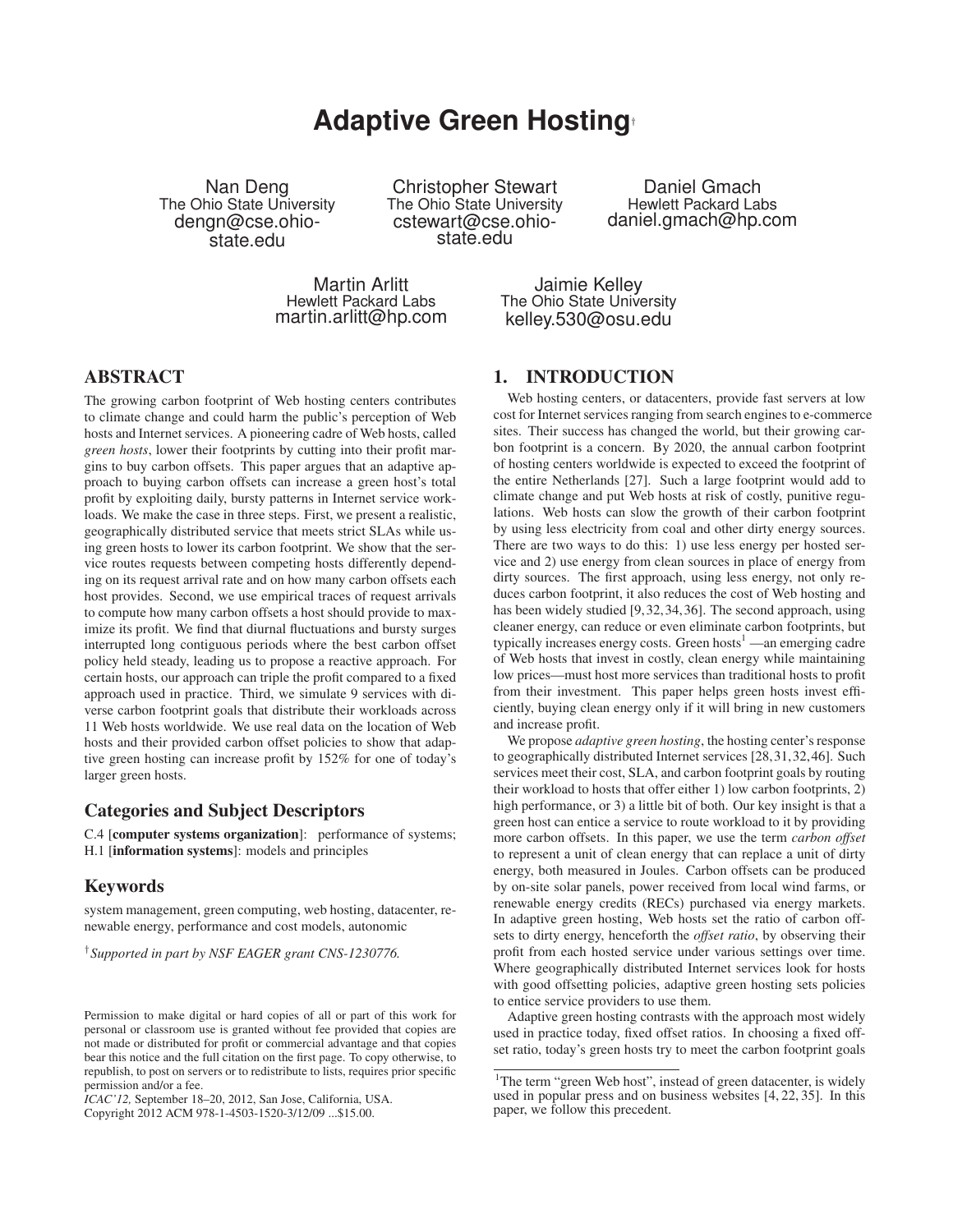# Adaptive Green Hosting[†]

Nan Deng
The Ohio State University
dengn@cse.ohio-state.edu

Christopher Stewart
The Ohio State University
cstewart@cse.ohio-state.edu

Daniel Gmach
Hewlett Packard Labs
daniel.gmach@hp.com

Martin Arlitt
Hewlett Packard Labs
martin.arlitt@hp.com

Jaimie Kelley
The Ohio State University
kelley.530@osu.edu

## ABSTRACT

The growing carbon footprint of Web hosting centers contributes to climate change and could harm the public's perception of Web hosts and Internet services. A pioneering cadre of Web hosts, called *green hosts*, lower their footprints by cutting into their profit margins to buy carbon offsets. This paper argues that an adaptive approach to buying carbon offsets can increase a green host's total profit by exploiting daily, bursty patterns in Internet service workloads. We make the case in three steps. First, we present a realistic, geographically distributed service that meets strict SLAs while using green hosts to lower its carbon footprint. We show that the service routes requests between competing hosts differently depending on its request arrival rate and on how many carbon offsets each host provides. Second, we use empirical traces of request arrivals to compute how many carbon offsets a host should provide to maximize its profit. We find that diurnal fluctuations and bursty surges interrupted long contiguous periods where the best carbon offset policy held steady, leading us to propose a reactive approach. For certain hosts, our approach can triple the profit compared to a fixed approach used in practice. Third, we simulate 9 services with diverse carbon footprint goals that distribute their workloads across 11 Web hosts worldwide. We use real data on the location of Web hosts and their provided carbon offset policies to show that adaptive green hosting can increase profit by 152% for one of today's larger green hosts.

### Categories and Subject Descriptors

C.4 [**computer systems organization**]: performance of systems; H.1 [**information systems**]: models and principles

### Keywords

system management, green computing, web hosting, datacenter, renewable energy, performance and cost models, autonomic

[†]*Supported in part by NSF EAGER grant CNS-1230776.*

Permission to make digital or hard copies of all or part of this work for personal or classroom use is granted without fee provided that copies are not made or distributed for profit or commercial advantage and that copies bear this notice and the full citation on the first page. To copy otherwise, to republish, to post on servers or to redistribute to lists, requires prior specific permission and/or a fee.
*ICAC'12,* September 18–20, 2012, San Jose, California, USA.
Copyright 2012 ACM 978-1-4503-1520-3/12/09 ...$15.00.

## 1. INTRODUCTION

Web hosting centers, or datacenters, provide fast servers at low cost for Internet services ranging from search engines to e-commerce sites. Their success has changed the world, but their growing carbon footprint is a concern. By 2020, the annual carbon footprint of hosting centers worldwide is expected to exceed the footprint of the entire Netherlands [27]. Such a large footprint would add to climate change and put Web hosts at risk of costly, punitive regulations. Web hosts can slow the growth of their carbon footprint by using less electricity from coal and other dirty energy sources. There are two ways to do this: 1) use less energy per hosted service and 2) use energy from clean sources in place of energy from dirty sources. The first approach, using less energy, not only reduces carbon footprint, it also reduces the cost of Web hosting and has been widely studied [9,32,34,36]. The second approach, using cleaner energy, can reduce or even eliminate carbon footprints, but typically increases energy costs. Green hosts[1] —an emerging cadre of Web hosts that invest in costly, clean energy while maintaining low prices—must host more services than traditional hosts to profit from their investment. This paper helps green hosts invest efficiently, buying clean energy only if it will bring in new customers and increase profit.

We propose *adaptive green hosting*, the hosting center's response to geographically distributed Internet services [28,31,32,46]. Such services meet their cost, SLA, and carbon footprint goals by routing their workload to hosts that offer either 1) low carbon footprints, 2) high performance, or 3) a little bit of both. Our key insight is that a green host can entice a service to route workload to it by providing more carbon offsets. In this paper, we use the term *carbon offset* to represent a unit of clean energy that can replace a unit of dirty energy, both measured in Joules. Carbon offsets can be produced by on-site solar panels, power received from local wind farms, or renewable energy credits (RECs) purchased via energy markets. In adaptive green hosting, Web hosts set the ratio of carbon offsets to dirty energy, henceforth the *offset ratio*, by observing their profit from each hosted service under various settings over time. Where geographically distributed Internet services look for hosts with good offsetting policies, adaptive green hosting sets policies to entice service providers to use them.

Adaptive green hosting contrasts with the approach most widely used in practice today, fixed offset ratios. In choosing a fixed offset ratio, today's green hosts try to meet the carbon footprint goals

[1]The term "green Web host", instead of green datacenter, is widely used in popular press and on business websites [4, 22, 35]. In this paper, we follow this precedent.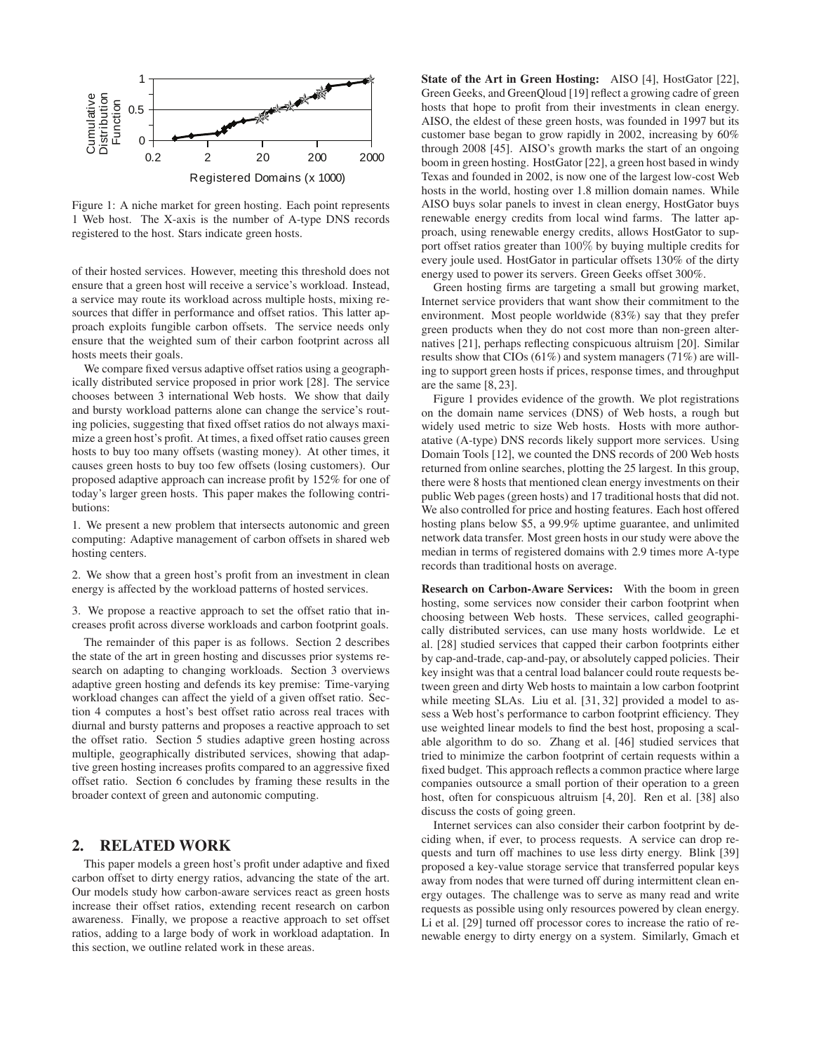Figure 1: A niche market for green hosting. Each point represents 1 Web host. The X-axis is the number of A-type DNS records registered to the host. Stars indicate green hosts.

of their hosted services. However, meeting this threshold does not ensure that a green host will receive a service's workload. Instead, a service may route its workload across multiple hosts, mixing resources that differ in performance and offset ratios. This latter approach exploits fungible carbon offsets. The service needs only ensure that the weighted sum of their carbon footprint across all hosts meets their goals.

We compare fixed versus adaptive offset ratios using a geographically distributed service proposed in prior work [28]. The service chooses between 3 international Web hosts. We show that daily and bursty workload patterns alone can change the service's routing policies, suggesting that fixed offset ratios do not always maximize a green host's profit. At times, a fixed offset ratio causes green hosts to buy too many offsets (wasting money). At other times, it causes green hosts to buy too few offsets (losing customers). Our proposed adaptive approach can increase profit by 152% for one of today's larger green hosts. This paper makes the following contributions:

1. We present a new problem that intersects autonomic and green computing: Adaptive management of carbon offsets in shared web hosting centers.

2. We show that a green host's profit from an investment in clean energy is affected by the workload patterns of hosted services.

3. We propose a reactive approach to set the offset ratio that increases profit across diverse workloads and carbon footprint goals.

The remainder of this paper is as follows. Section 2 describes the state of the art in green hosting and discusses prior systems research on adapting to changing workloads. Section 3 overviews adaptive green hosting and defends its key premise: Time-varying workload changes can affect the yield of a given offset ratio. Section 4 computes a host's best offset ratio across real traces with diurnal and bursty patterns and proposes a reactive approach to set the offset ratio. Section 5 studies adaptive green hosting across multiple, geographically distributed services, showing that adaptive green hosting increases profits compared to an aggressive fixed offset ratio. Section 6 concludes by framing these results in the broader context of green and autonomic computing.

## 2. RELATED WORK

This paper models a green host's profit under adaptive and fixed carbon offset to dirty energy ratios, advancing the state of the art. Our models study how carbon-aware services react as green hosts increase their offset ratios, extending recent research on carbon awareness. Finally, we propose a reactive approach to set offset ratios, adding to a large body of work in workload adaptation. In this section, we outline related work in these areas.

**State of the Art in Green Hosting:** AISO [4], HostGator [22], Green Geeks, and GreenQloud [19] reflect a growing cadre of green hosts that hope to profit from their investments in clean energy. AISO, the eldest of these green hosts, was founded in 1997 but its customer base began to grow rapidly in 2002, increasing by 60% through 2008 [45]. AISO's growth marks the start of an ongoing boom in green hosting. HostGator [22], a green host based in windy Texas and founded in 2002, is now one of the largest low-cost Web hosts in the world, hosting over 1.8 million domain names. While AISO buys solar panels to invest in clean energy, HostGator buys renewable energy credits from local wind farms. The latter approach, using renewable energy credits, allows HostGator to support offset ratios greater than 100% by buying multiple credits for every joule used. HostGator in particular offsets 130% of the dirty energy used to power its servers. Green Geeks offset 300%.

Green hosting firms are targeting a small but growing market, Internet service providers that want show their commitment to the environment. Most people worldwide (83%) say that they prefer green products when they do not cost more than non-green alternatives [21], perhaps reflecting conspicuous altruism [20]. Similar results show that CIOs (61%) and system managers (71%) are willing to support green hosts if prices, response times, and throughput are the same [8, 23].

Figure 1 provides evidence of the growth. We plot registrations on the domain name services (DNS) of Web hosts, a rough but widely used metric to size Web hosts. Hosts with more authoratative (A-type) DNS records likely support more services. Using Domain Tools [12], we counted the DNS records of 200 Web hosts returned from online searches, plotting the 25 largest. In this group, there were 8 hosts that mentioned clean energy investments on their public Web pages (green hosts) and 17 traditional hosts that did not. We also controlled for price and hosting features. Each host offered hosting plans below \$5, a 99.9% uptime guarantee, and unlimited network data transfer. Most green hosts in our study were above the median in terms of registered domains with 2.9 times more A-type records than traditional hosts on average.

**Research on Carbon-Aware Services:** With the boom in green hosting, some services now consider their carbon footprint when choosing between Web hosts. These services, called geographically distributed services, can use many hosts worldwide. Le et al. [28] studied services that capped their carbon footprints either by cap-and-trade, cap-and-pay, or absolutely capped policies. Their key insight was that a central load balancer could route requests between green and dirty Web hosts to maintain a low carbon footprint while meeting SLAs. Liu et al. [31, 32] provided a model to assess a Web host's performance to carbon footprint efficiency. They use weighted linear models to find the best host, proposing a scalable algorithm to do so. Zhang et al. [46] studied services that tried to minimize the carbon footprint of certain requests within a fixed budget. This approach reflects a common practice where large companies outsource a small portion of their operation to a green host, often for conspicuous altruism [4, 20]. Ren et al. [38] also discuss the costs of going green.

Internet services can also consider their carbon footprint by deciding when, if ever, to process requests. A service can drop requests and turn off machines to use less dirty energy. Blink [39] proposed a key-value storage service that transferred popular keys away from nodes that were turned off during intermittent clean energy outages. The challenge was to serve as many read and write requests as possible using only resources powered by clean energy. Li et al. [29] turned off processor cores to increase the ratio of renewable energy to dirty energy on a system. Similarly, Gmach et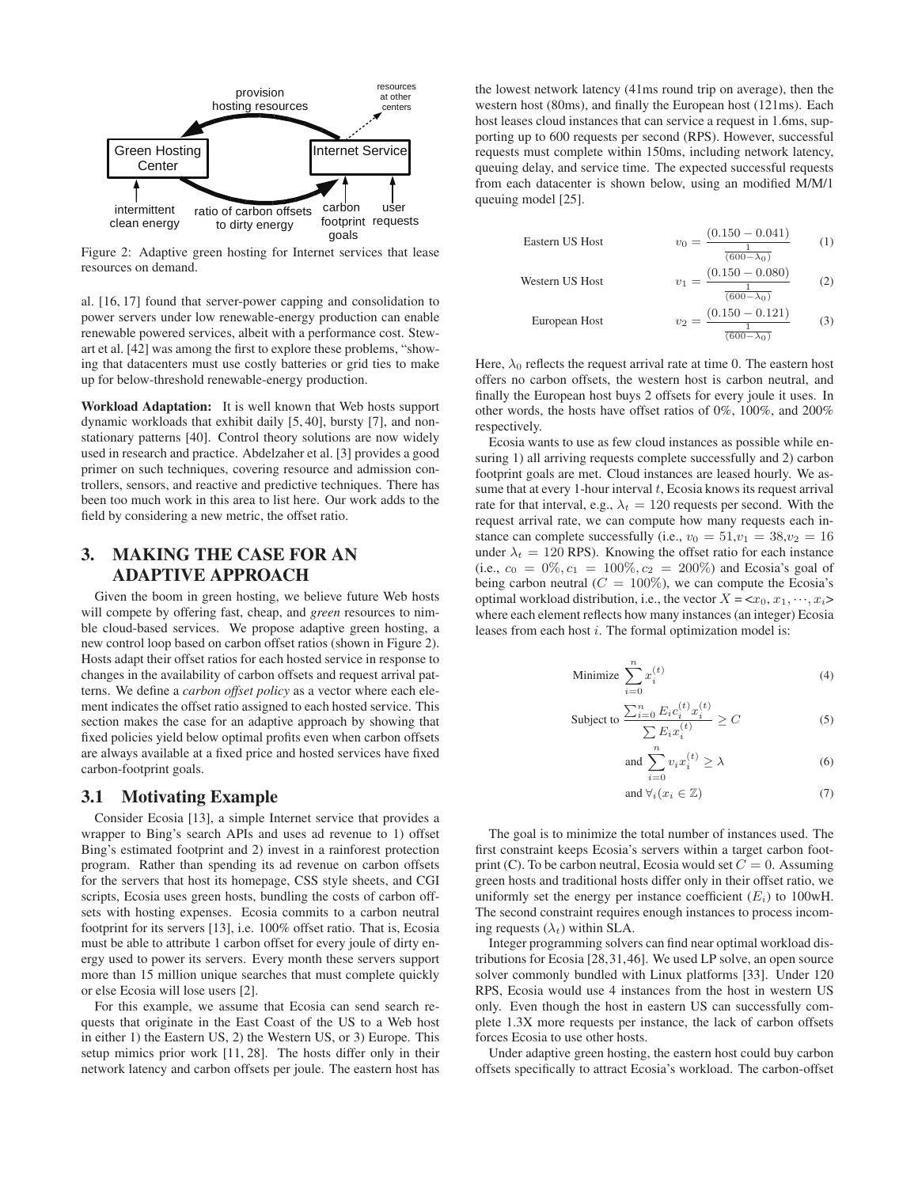provision hosting resources

resources at other centers

Green Hosting Center

Internet Service

intermittent clean energy

ratio of carbon offsets to dirty energy

carbon footprint goals

user requests

Figure 2: Adaptive green hosting for Internet services that lease resources on demand.

al. [16, 17] found that server-power capping and consolidation to power servers under low renewable-energy production can enable renewable powered services, albeit with a performance cost. Stewart et al. [42] was among the first to explore these problems, "showing that datacenters must use costly batteries or grid ties to make up for below-threshold renewable-energy production.

**Workload Adaptation:** It is well known that Web hosts support dynamic workloads that exhibit daily [5, 40], bursty [7], and non-stationary patterns [40]. Control theory solutions are now widely used in research and practice. Abdelzaher et al. [3] provides a good primer on such techniques, covering resource and admission controllers, sensors, and reactive and predictive techniques. There has been too much work in this area to list here. Our work adds to the field by considering a new metric, the offset ratio.

## 3. MAKING THE CASE FOR AN ADAPTIVE APPROACH

Given the boom in green hosting, we believe future Web hosts will compete by offering fast, cheap, and *green* resources to nimble cloud-based services. We propose adaptive green hosting, a new control loop based on carbon offset ratios (shown in Figure 2). Hosts adapt their offset ratios for each hosted service in response to changes in the availability of carbon offsets and request arrival patterns. We define a *carbon offset policy* as a vector where each element indicates the offset ratio assigned to each hosted service. This section makes the case for an adaptive approach by showing that fixed policies yield below optimal profits even when carbon offsets are always available at a fixed price and hosted services have fixed carbon-footprint goals.

### 3.1 Motivating Example

Consider Ecosia [13], a simple Internet service that provides a wrapper to Bing's search APIs and uses ad revenue to 1) offset Bing's estimated footprint and 2) invest in a rainforest protection program. Rather than spending its ad revenue on carbon offsets for the servers that host its homepage, CSS style sheets, and CGI scripts, Ecosia uses green hosts, bundling the costs of carbon offsets with hosting expenses. Ecosia commits to a carbon neutral footprint for its servers [13], i.e. 100% offset ratio. That is, Ecosia must be able to attribute 1 carbon offset for every joule of dirty energy used to power its servers. Every month these servers support more than 15 million unique searches that must complete quickly or else Ecosia will lose users [2].

For this example, we assume that Ecosia can send search requests that originate in the East Coast of the US to a Web host in either 1) the Eastern US, 2) the Western US, or 3) Europe. This setup mimics prior work [11, 28]. The hosts differ only in their network latency and carbon offsets per joule. The eastern host has the lowest network latency (41ms round trip on average), then the western host (80ms), and finally the European host (121ms). Each host leases cloud instances that can service a request in 1.6ms, supporting up to 600 requests per second (RPS). However, successful requests must complete within 150ms, including network latency, queuing delay, and service time. The expected successful requests from each datacenter is shown below, using an modified M/M/1 queuing model [25].

Eastern US Host
$$v_0 = \frac{(0.150 - 0.041)}{\frac{1}{(600-\lambda_0)}} \quad (1)$$

Western US Host
$$v_1 = \frac{(0.150 - 0.080)}{\frac{1}{(600-\lambda_0)}} \quad (2)$$

European Host
$$v_2 = \frac{(0.150 - 0.121)}{\frac{1}{(600-\lambda_0)}} \quad (3)$$

Here, $\lambda_0$ reflects the request arrival rate at time 0. The eastern host offers no carbon offsets, the western host is carbon neutral, and finally the European host buys 2 offsets for every joule it uses. In other words, the hosts have offset ratios of 0%, 100%, and 200% respectively.

Ecosia wants to use as few cloud instances as possible while ensuring 1) all arriving requests complete successfully and 2) carbon footprint goals are met. Cloud instances are leased hourly. We assume that at every 1-hour interval $t$, Ecosia knows its request arrival rate for that interval, e.g., $\lambda_t = 120$ requests per second. With the request arrival rate, we can compute how many requests each instance can complete successfully (i.e., $v_0 = 51, v_1 = 38, v_2 = 16$ under $\lambda_t = 120$ RPS). Knowing the offset ratio for each instance (i.e., $c_0 = 0\%, c_1 = 100\%, c_2 = 200\%$) and Ecosia's goal of being carbon neutral ($C = 100\%$), we can compute the Ecosia's optimal workload distribution, i.e., the vector $X = <x_0, x_1, \cdots, x_i>$ where each element reflects how many instances (an integer) Ecosia leases from each host $i$. The formal optimization model is:

$$\text{Minimize } \sum_{i=0}^{n} x_i^{(t)} \quad (4)$$

$$\text{Subject to } \frac{\sum_{i=0}^{n} E_i c_i^{(t)} x_i^{(t)}}{\sum E_i x_i^{(t)}} \geq C \quad (5)$$

$$\text{and } \sum_{i=0}^{n} v_i x_i^{(t)} \geq \lambda \quad (6)$$

$$\text{and } \forall_i (x_i \in \mathbb{Z}) \quad (7)$$

The goal is to minimize the total number of instances used. The first constraint keeps Ecosia's servers within a target carbon footprint (C). To be carbon neutral, Ecosia would set $C = 0$. Assuming green hosts and traditional hosts differ only in their offset ratio, we uniformly set the energy per instance coefficient ($E_i$) to 100wH. The second constraint requires enough instances to process incoming requests ($\lambda_t$) within SLA.

Integer programming solvers can find near optimal workload distributions for Ecosia [28, 31, 46]. We used LP solve, an open source solver commonly bundled with Linux platforms [33]. Under 120 RPS, Ecosia would use 4 instances from the host in western US only. Even though the host in eastern US can successfully complete 1.3X more requests per instance, the lack of carbon offsets forces Ecosia to use other hosts.

Under adaptive green hosting, the eastern host could buy carbon offsets specifically to attract Ecosia's workload. The carbon-offset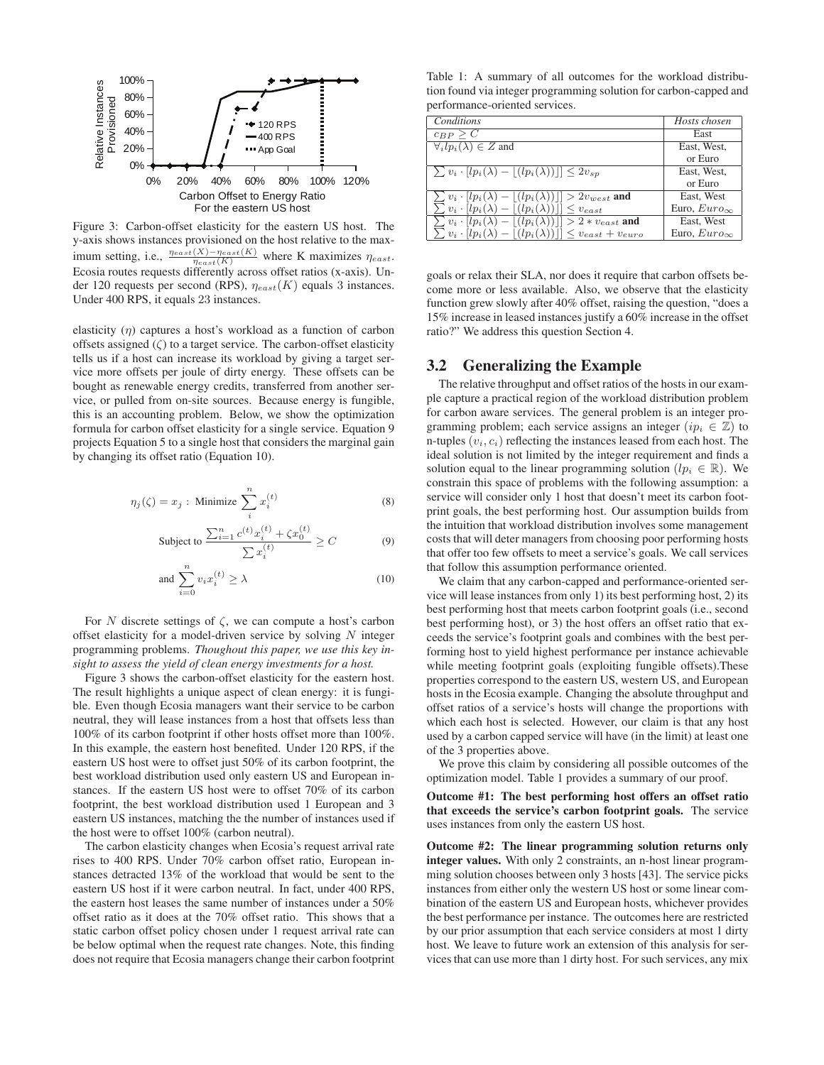Figure 3: Carbon-offset elasticity for the eastern US host. The y-axis shows instances provisioned on the host relative to the maximum setting, i.e., $\frac{\eta_{east}(X)-\eta_{east}(K)}{\eta_{east}(K)}$ where K maximizes $\eta_{east}$. Ecosia routes requests differently across offset ratios (x-axis). Under 120 requests per second (RPS), $\eta_{east}(K)$ equals 3 instances. Under 400 RPS, it equals 23 instances.

elasticity ($\eta$) captures a host's workload as a function of carbon offsets assigned ($\zeta$) to a target service. The carbon-offset elasticity tells us if a host can increase its workload by giving a target service more offsets per joule of dirty energy. These offsets can be bought as renewable energy credits, transferred from another service, or pulled from on-site sources. Because energy is fungible, this is an accounting problem. Below, we show the optimization formula for carbon offset elasticity for a single service. Equation 9 projects Equation 5 to a single host that considers the marginal gain by changing its offset ratio (Equation 10).

$$\eta_j(\zeta) = x_j : \text{ Minimize } \sum_i^n x_i^{(t)} \tag{8}$$

$$\text{Subject to } \frac{\sum_{i=1}^n c^{(t)} x_i^{(t)} + \zeta x_0^{(t)}}{\sum x_i^{(t)}} \geq C \tag{9}$$

$$\text{and } \sum_{i=0}^n v_i x_i^{(t)} \geq \lambda \tag{10}$$

For $N$ discrete settings of $\zeta$, we can compute a host's carbon offset elasticity for a model-driven service by solving $N$ integer programming problems. *Thoughout this paper, we use this key insight to assess the yield of clean energy investments for a host.*

Figure 3 shows the carbon-offset elasticity for the eastern host. The result highlights a unique aspect of clean energy: it is fungible. Even though Ecosia managers want their service to be carbon neutral, they will lease instances from a host that offsets less than 100% of its carbon footprint if other hosts offset more than 100%. In this example, the eastern host benefited. Under 120 RPS, if the eastern US host were to offset just 50% of its carbon footprint, the best workload distribution used only eastern US and European instances. If the eastern US host were to offset 70% of its carbon footprint, the best workload distribution used 1 European and 3 eastern US instances, matching the the number of instances used if the host were to offset 100% (carbon neutral).

The carbon elasticity changes when Ecosia's request arrival rate rises to 400 RPS. Under 70% carbon offset ratio, European instances detracted 13% of the workload that would be sent to the eastern US host if it were carbon neutral. In fact, under 400 RPS, the eastern host leases the same number of instances under a 50% offset ratio as it does at the 70% offset ratio. This shows that a static carbon offset policy chosen under 1 request arrival rate can be below optimal when the request rate changes. Note, this finding does not require that Ecosia managers change their carbon footprint goals or relax their SLA, nor does it require that carbon offsets become more or less available. Also, we observe that the elasticity function grew slowly after 40% offset, raising the question, "does a 15% increase in leased instances justify a 60% increase in the offset ratio?" We address this question Section 4.

Table 1: A summary of all outcomes for the workload distribution found via integer programming solution for carbon-capped and performance-oriented services.

| *Conditions* | *Hosts chosen* |
|---|---|
| $c_{BP} \geq C$ | East |
| $\forall_i lp_i(\lambda) \in Z$ and | East, West, or Euro |
| $\sum v_i \cdot [lp_i(\lambda) - \lfloor(lp_i(\lambda))\rfloor] \leq 2v_{sp}$ | East, West, or Euro |
| $\sum v_i \cdot [lp_i(\lambda) - \lfloor(lp_i(\lambda))\rfloor] > 2v_{west}$ **and** $\sum v_i \cdot [lp_i(\lambda) - \lfloor(lp_i(\lambda))\rfloor] \leq v_{east}$ | East, West Euro, $Euro_\infty$ |
| $\sum v_i \cdot [lp_i(\lambda) - \lfloor(lp_i(\lambda))\rfloor] > 2 * v_{east}$ **and** $\sum v_i \cdot [lp_i(\lambda) - \lfloor(lp_i(\lambda))\rfloor] \leq v_{east} + v_{euro}$ | East, West Euro, $Euro_\infty$ |

## 3.2 Generalizing the Example

The relative throughput and offset ratios of the hosts in our example capture a practical region of the workload distribution problem for carbon aware services. The general problem is an integer programming problem; each service assigns an integer ($ip_i \in \mathbb{Z}$) to n-tuples $(v_i, c_i)$ reflecting the instances leased from each host. The ideal solution is not limited by the integer requirement and finds a solution equal to the linear programming solution ($lp_i \in \mathbb{R}$). We constrain this space of problems with the following assumption: a service will consider only 1 host that doesn't meet its carbon footprint goals, the best performing host. Our assumption builds from the intuition that workload distribution involves some management costs that will deter managers from choosing poor performing hosts that offer too few offsets to meet a service's goals. We call services that follow this assumption performance oriented.

We claim that any carbon-capped and performance-oriented service will lease instances from only 1) its best performing host, 2) its best performing host that meets carbon footprint goals (i.e., second best performing host), or 3) the host offers an offset ratio that exceeds the service's footprint goals and combines with the best performing host to yield highest performance per instance achievable while meeting footprint goals (exploiting fungible offsets).These properties correspond to the eastern US, western US, and European hosts in the Ecosia example. Changing the absolute throughput and offset ratios of a service's hosts will change the proportions with which each host is selected. However, our claim is that any host used by a carbon capped service will have (in the limit) at least one of the 3 properties above.

We prove this claim by considering all possible outcomes of the optimization model. Table 1 provides a summary of our proof.

**Outcome #1: The best performing host offers an offset ratio that exceeds the service's carbon footprint goals.** The service uses instances from only the eastern US host.

**Outcome #2: The linear programming solution returns only integer values.** With only 2 constraints, an n-host linear programming solution chooses between only 3 hosts [43]. The service picks instances from either only the western US host or some linear combination of the eastern US and European hosts, whichever provides the best performance per instance. The outcomes here are restricted by our prior assumption that each service considers at most 1 dirty host. We leave to future work an extension of this analysis for services that can use more than 1 dirty host. For such services, any mix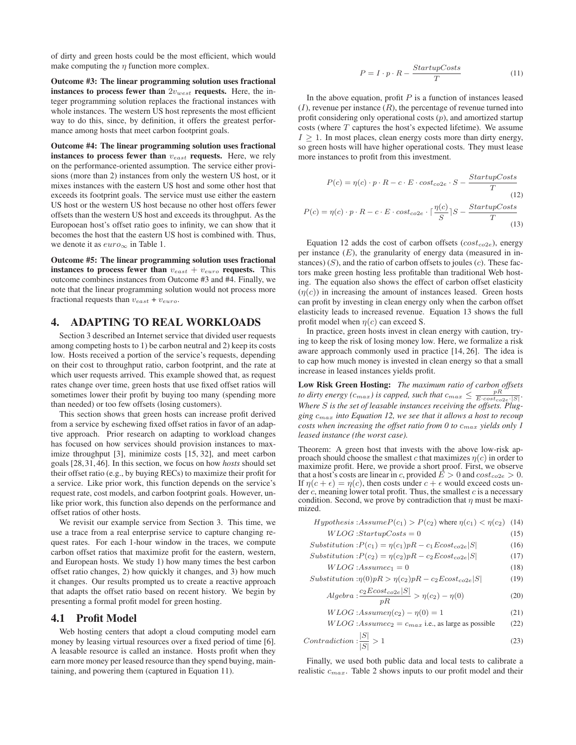of dirty and green hosts could be the most efficient, which would make computing the $\eta$ function more complex.

**Outcome #3: The linear programming solution uses fractional instances to process fewer than $2v_{west}$ requests.** Here, the integer programming solution replaces the fractional instances with whole instances. The western US host represents the most efficient way to do this, since, by definition, it offers the greatest performance among hosts that meet carbon footprint goals.

**Outcome #4: The linear programming solution uses fractional instances to process fewer than $v_{east}$ requests.** Here, we rely on the performance-oriented assumption. The service either provisions (more than 2) instances from only the western US host, or it mixes instances with the eastern US host and some other host that exceeds its footprint goals. The service must use either the eastern US host or the western US host because no other host offers fewer offsets than the western US host and exceeds its throughput. As the Europoean host's offset ratio goes to infinity, we can show that it becomes the host that the eastern US host is combined with. Thus, we denote it as $euro_{\infty}$ in Table 1.

**Outcome #5: The linear programming solution uses fractional instances to process fewer than $v_{east} + v_{euro}$ requests.** This outcome combines instances from Outcome #3 and #4. Finally, we note that the linear programming solution would not process more fractional requests than $v_{east}$ + $v_{euro}$.

# 4. ADAPTING TO REAL WORKLOADS

Section 3 described an Internet service that divided user requests among competing hosts to 1) be carbon neutral and 2) keep its costs low. Hosts received a portion of the service's requests, depending on their cost to throughput ratio, carbon footprint, and the rate at which user requests arrived. This example showed that, as request rates change over time, green hosts that use fixed offset ratios will sometimes lower their profit by buying too many (spending more than needed) or too few offsets (losing customers).

This section shows that green hosts can increase profit derived from a service by eschewing fixed offset ratios in favor of an adaptive approach. Prior research on adapting to workload changes has focused on how services should provision instances to maximize throughput [3], minimize costs [15, 32], and meet carbon goals [28, 31, 46]. In this section, we focus on how *hosts* should set their offset ratio (e.g., by buying RECs) to maximize their profit for a service. Like prior work, this function depends on the service's request rate, cost models, and carbon footprint goals. However, unlike prior work, this function also depends on the performance and offset ratios of other hosts.

We revisit our example service from Section 3. This time, we use a trace from a real enterprise service to capture changing request rates. For each 1-hour window in the traces, we compute carbon offset ratios that maximize profit for the eastern, western, and European hosts. We study 1) how many times the best carbon offset ratio changes, 2) how quickly it changes, and 3) how much it changes. Our results prompted us to create a reactive approach that adapts the offset ratio based on recent history. We begin by presenting a formal profit model for green hosting.

## 4.1 Profit Model

Web hosting centers that adopt a cloud computing model earn money by leasing virtual resources over a fixed period of time [6]. A leasable resource is called an instance. Hosts profit when they earn more money per leased resource than they spend buying, maintaining, and powering them (captured in Equation 11).

$$P = I \cdot p \cdot R - \frac{StartupCosts}{T} \tag{11}$$

In the above equation, profit $P$ is a function of instances leased ($I$), revenue per instance ($R$), the percentage of revenue turned into profit considering only operational costs ($p$), and amortized startup costs (where $T$ captures the host's expected lifetime). We assume $I \geq 1$. In most places, clean energy costs more than dirty energy, so green hosts will have higher operational costs. They must lease more instances to profit from this investment.

$$P(c) = \eta(c) \cdot p \cdot R - c \cdot E \cdot cost_{co2e} \cdot S - \frac{StartupCosts}{T} \tag{12}$$

$$P(c) = \eta(c) \cdot p \cdot R - c \cdot E \cdot cost_{co2e} \cdot \lceil \frac{\eta(c)}{S} \rceil S - \frac{StartupCosts}{T} \tag{13}$$

Equation 12 adds the cost of carbon offsets ($cost_{co2e}$), energy per instance ($E$), the granularity of energy data (measured in instances) ($S$), and the ratio of carbon offsets to joules ($c$). These factors make green hosting less profitable than traditional Web hosting. The equation also shows the effect of carbon offset elasticity ($\eta(c)$) in increasing the amount of instances leased. Green hosts can profit by investing in clean energy only when the carbon offset elasticity leads to increased revenue. Equation 13 shows the full profit model when $\eta(c)$ can exceed S.

In practice, green hosts invest in clean energy with caution, trying to keep the risk of losing money low. Here, we formalize a risk aware approach commonly used in practice [14, 26]. The idea is to cap how much money is invested in clean energy so that a small increase in leased instances yields profit.

**Low Risk Green Hosting:** *The maximum ratio of carbon offsets to dirty energy ($c_{max}$) is capped, such that $c_{max} \leq \frac{pR}{E \cdot cost_{co2e} \cdot |S|}$. Where $S$ is the set of leasable instances receiving the offsets. Plugging $c_{max}$ into Equation 12, we see that it allows a host to recoup costs when increasing the offset ratio from 0 to $c_{max}$ yields only 1 leased instance (the worst case).*

Theorem: A green host that invests with the above low-risk approach should choose the smallest $c$ that maximizes $\eta(c)$ in order to maximize profit. Here, we provide a short proof. First, we observe that a host's costs are linear in $c$, provided $E > 0$ and $cost_{co2e} > 0$. If $\eta(c + \epsilon) = \eta(c)$, then costs under $c + \epsilon$ would exceed costs under $c$, meaning lower total profit. Thus, the smallest $c$ is a necessary condition. Second, we prove by contradiction that $\eta$ must be maximized.

$$Hypothesis: Assume P(c_1) > P(c_2) \text{ where } \eta(c_1) < \eta(c_2) \tag{14}$$

$$WLOG: StartupCosts = 0 \tag{15}$$

$$Substitution: P(c_1) = \eta(c_1)pR - c_1 E cost_{co2e}|S| \tag{16}$$

$$Substitution: P(c_2) = \eta(c_2)pR - c_2 E cost_{co2e}|S| \tag{17}$$

$$WLOG: Assume c_1 = 0 \tag{18}$$

$$Substitution: \eta(0)pR > \eta(c_2)pR - c_2 E cost_{co2e}|S| \tag{19}$$

$$Algebra: \frac{c_2 E cost_{co2e}|S|}{pR} > \eta(c_2) - \eta(0) \tag{20}$$

$$WLOG: Assume \eta(c_2) - \eta(0) = 1 \tag{21}$$

$$WLOG: Assume c_2 = c_{max} \text{ i.e., as large as possible} \tag{22}$$

$$Contradiction: \frac{|S|}{|S|} > 1 \tag{23}$$

Finally, we used both public data and local tests to calibrate a realistic $c_{max}$. Table 2 shows inputs to our profit model and their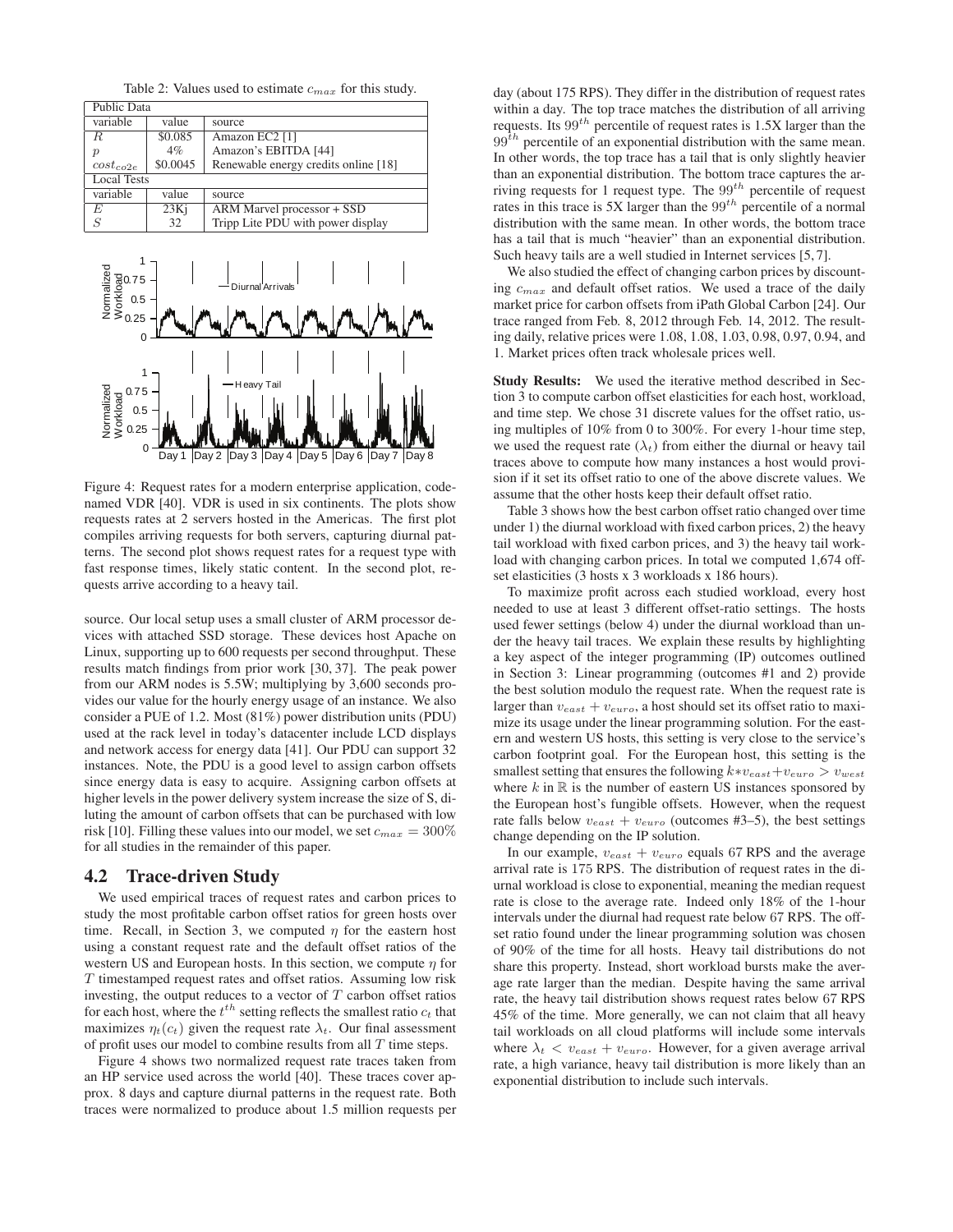Table 2: Values used to estimate $c_{max}$ for this study.

| Public Data | | |
|---|---|---|
| variable | value | source |
| $R$ | \$0.085 | Amazon EC2 [1] |
| $p$ | 4% | Amazon's EBITDA [44] |
| $cost_{co2e}$ | \$0.0045 | Renewable energy credits online [18] |
| **Local Tests** | | |
| variable | value | source |
| $E$ | 23Kj | ARM Marvel processor + SSD |
| $S$ | 32 | Tripp Lite PDU with power display |

Figure 4: Request rates for a modern enterprise application, codenamed VDR [40]. VDR is used in six continents. The plots show requests rates at 2 servers hosted in the Americas. The first plot compiles arriving requests for both servers, capturing diurnal patterns. The second plot shows request rates for a request type with fast response times, likely static content. In the second plot, requests arrive according to a heavy tail.

source. Our local setup uses a small cluster of ARM processor devices with attached SSD storage. These devices host Apache on Linux, supporting up to 600 requests per second throughput. These results match findings from prior work [30, 37]. The peak power from our ARM nodes is 5.5W; multiplying by 3,600 seconds provides our value for the hourly energy usage of an instance. We also consider a PUE of 1.2. Most (81%) power distribution units (PDU) used at the rack level in today's datacenter include LCD displays and network access for energy data [41]. Our PDU can support 32 instances. Note, the PDU is a good level to assign carbon offsets since energy data is easy to acquire. Assigning carbon offsets at higher levels in the power delivery system increase the size of S, diluting the amount of carbon offsets that can be purchased with low risk [10]. Filling these values into our model, we set $c_{max} = 300\%$ for all studies in the remainder of this paper.

## 4.2 Trace-driven Study

We used empirical traces of request rates and carbon prices to study the most profitable carbon offset ratios for green hosts over time. Recall, in Section 3, we computed $\eta$ for the eastern host using a constant request rate and the default offset ratios of the western US and European hosts. In this section, we compute $\eta$ for $T$ timestamped request rates and offset ratios. Assuming low risk investing, the output reduces to a vector of $T$ carbon offset ratios for each host, where the $t^{th}$ setting reflects the smallest ratio $c_t$ that maximizes $\eta_t(c_t)$ given the request rate $\lambda_t$. Our final assessment of profit uses our model to combine results from all $T$ time steps.

Figure 4 shows two normalized request rate traces taken from an HP service used across the world [40]. These traces cover approx. 8 days and capture diurnal patterns in the request rate. Both traces were normalized to produce about 1.5 million requests per day (about 175 RPS). They differ in the distribution of request rates within a day. The top trace matches the distribution of all arriving requests. Its $99^{th}$ percentile of request rates is 1.5X larger than the $99^{th}$ percentile of an exponential distribution with the same mean. In other words, the top trace has a tail that is only slightly heavier than an exponential distribution. The bottom trace captures the arriving requests for 1 request type. The $99^{th}$ percentile of request rates in this trace is 5X larger than the $99^{th}$ percentile of a normal distribution with the same mean. In other words, the bottom trace has a tail that is much "heavier" than an exponential distribution. Such heavy tails are a well studied in Internet services [5, 7].

We also studied the effect of changing carbon prices by discounting $c_{max}$ and default offset ratios. We used a trace of the daily market price for carbon offsets from iPath Global Carbon [24]. Our trace ranged from Feb. 8, 2012 through Feb. 14, 2012. The resulting daily, relative prices were 1.08, 1.08, 1.03, 0.98, 0.97, 0.94, and 1. Market prices often track wholesale prices well.

**Study Results:** We used the iterative method described in Section 3 to compute carbon offset elasticities for each host, workload, and time step. We chose 31 discrete values for the offset ratio, using multiples of 10% from 0 to 300%. For every 1-hour time step, we used the request rate ($\lambda_t$) from either the diurnal or heavy tail traces above to compute how many instances a host would provision if it set its offset ratio to one of the above discrete values. We assume that the other hosts keep their default offset ratio.

Table 3 shows how the best carbon offset ratio changed over time under 1) the diurnal workload with fixed carbon prices, 2) the heavy tail workload with fixed carbon prices, and 3) the heavy tail workload with changing carbon prices. In total we computed 1,674 offset elasticities (3 hosts x 3 workloads x 186 hours).

To maximize profit across each studied workload, every host needed to use at least 3 different offset-ratio settings. The hosts used fewer settings (below 4) under the diurnal workload than under the heavy tail traces. We explain these results by highlighting a key aspect of the integer programming (IP) outcomes outlined in Section 3: Linear programming (outcomes #1 and 2) provide the best solution modulo the request rate. When the request rate is larger than $v_{east} + v_{euro}$, a host should set its offset ratio to maximize its usage under the linear programming solution. For the eastern and western US hosts, this setting is very close to the service's carbon footprint goal. For the European host, this setting is the smallest setting that ensures the following $k * v_{east} + v_{euro} > v_{west}$ where $k$ in $\mathbb{R}$ is the number of eastern US instances sponsored by the European host's fungible offsets. However, when the request rate falls below $v_{east} + v_{euro}$ (outcomes #3–5), the best settings change depending on the IP solution.

In our example, $v_{east} + v_{euro}$ equals 67 RPS and the average arrival rate is 175 RPS. The distribution of request rates in the diurnal workload is close to exponential, meaning the median request rate is close to the average rate. Indeed only 18% of the 1-hour intervals under the diurnal had request rate below 67 RPS. The offset ratio found under the linear programming solution was chosen of 90% of the time for all hosts. Heavy tail distributions do not share this property. Instead, short workload bursts make the average rate larger than the median. Despite having the same arrival rate, the heavy tail distribution shows request rates below 67 RPS 45% of the time. More generally, we can not claim that all heavy tail workloads on all cloud platforms will include some intervals where $\lambda_t < v_{east} + v_{euro}$. However, for a given average arrival rate, a high variance, heavy tail distribution is more likely than an exponential distribution to include such intervals.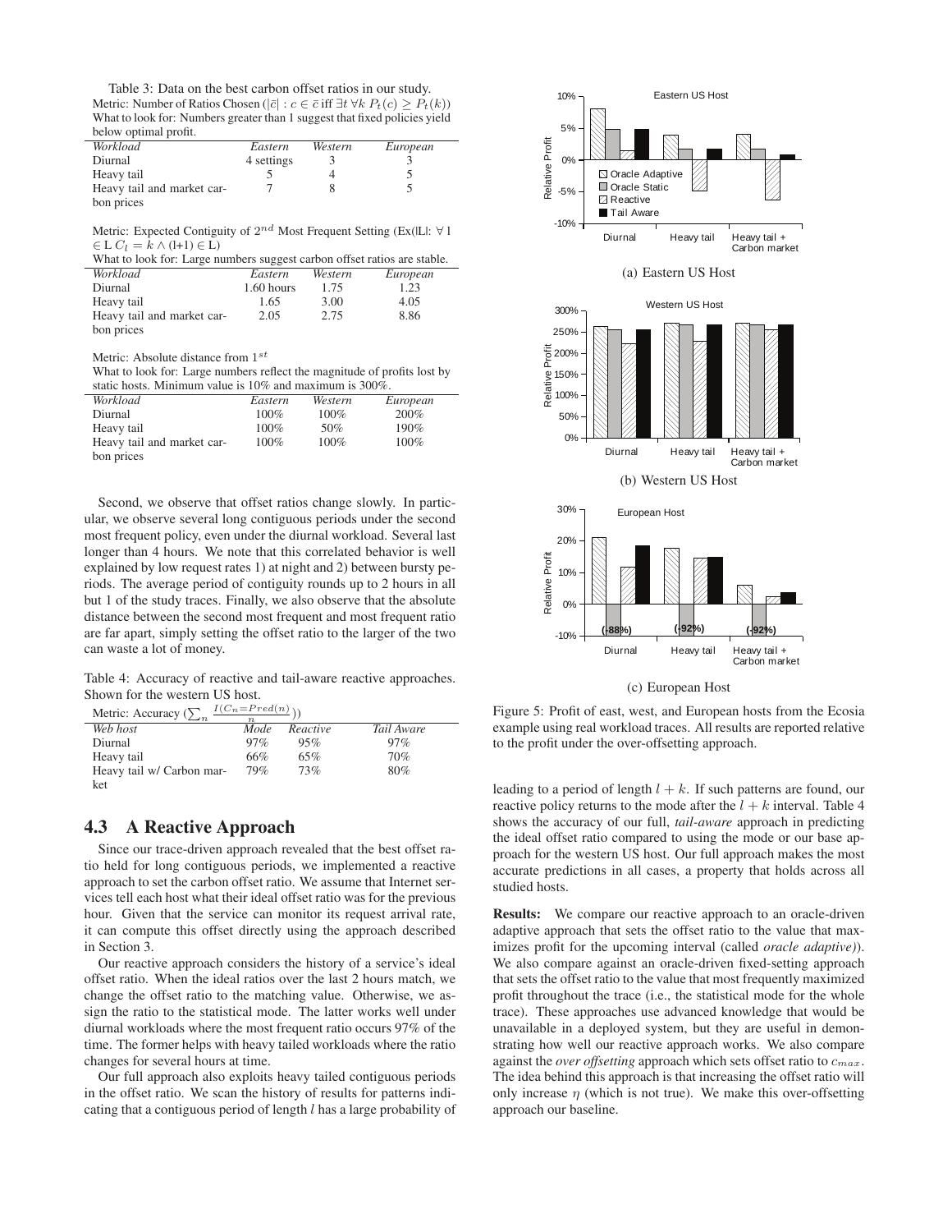Table 3: Data on the best carbon offset ratios in our study.

Metric: Number of Ratios Chosen ($|\bar{c}| : c \in \bar{c}$ iff $\exists t\ \forall k\ P_t(c) \geq P_t(k)$)
What to look for: Numbers greater than 1 suggest that fixed policies yield below optimal profit.

| *Workload* | *Eastern* | *Western* | *European* |
|---|---|---|---|
| Diurnal | 4 settings | 3 | 3 |
| Heavy tail | 5 | 4 | 5 |
| Heavy tail and market carbon prices | 7 | 8 | 5 |

Metric: Expected Contiguity of $2^{nd}$ Most Frequent Setting (Ex(|L|: $\forall$ l $\in$ L $C_l = k \wedge$ (l+1) $\in$ L)
What to look for: Large numbers suggest carbon offset ratios are stable.

| *Workload* | *Eastern* | *Western* | *European* |
|---|---|---|---|
| Diurnal | 1.60 hours | 1.75 | 1.23 |
| Heavy tail | 1.65 | 3.00 | 4.05 |
| Heavy tail and market carbon prices | 2.05 | 2.75 | 8.86 |

Metric: Absolute distance from $1^{st}$
What to look for: Large numbers reflect the magnitude of profits lost by static hosts. Minimum value is 10% and maximum is 300%.

| *Workload* | *Eastern* | *Western* | *European* |
|---|---|---|---|
| Diurnal | 100% | 100% | 200% |
| Heavy tail | 100% | 50% | 190% |
| Heavy tail and market carbon prices | 100% | 100% | 100% |

Second, we observe that offset ratios change slowly. In particular, we observe several long contiguous periods under the second most frequent policy, even under the diurnal workload. Several last longer than 4 hours. We note that this correlated behavior is well explained by low request rates 1) at night and 2) between bursty periods. The average period of contiguity rounds up to 2 hours in all but 1 of the study traces. Finally, we also observe that the absolute distance between the second most frequent and most frequent ratio are far apart, simply setting the offset ratio to the larger of the two can waste a lot of money.

Table 4: Accuracy of reactive and tail-aware reactive approaches. Shown for the western US host.

Metric: Accuracy ($\sum_n \frac{I(C_n = Pred(n)}{n}$))

| *Web host* | *Mode* | *Reactive* | *Tail Aware* |
|---|---|---|---|
| Diurnal | 97% | 95% | 97% |
| Heavy tail | 66% | 65% | 70% |
| Heavy tail w/ Carbon market | 79% | 73% | 80% |

## 4.3 A Reactive Approach

Since our trace-driven approach revealed that the best offset ratio held for long contiguous periods, we implemented a reactive approach to set the carbon offset ratio. We assume that Internet services tell each host what their ideal offset ratio was for the previous hour. Given that the service can monitor its request arrival rate, it can compute this offset directly using the approach described in Section 3.

Our reactive approach considers the history of a service's ideal offset ratio. When the ideal ratios over the last 2 hours match, we change the offset ratio to the matching value. Otherwise, we assign the ratio to the statistical mode. The latter works well under diurnal workloads where the most frequent ratio occurs 97% of the time. The former helps with heavy tailed workloads where the ratio changes for several hours at time.

Our full approach also exploits heavy tailed contiguous periods in the offset ratio. We scan the history of results for patterns indicating that a contiguous period of length $l$ has a large probability of leading to a period of length $l + k$. If such patterns are found, our reactive policy returns to the mode after the $l + k$ interval. Table 4 shows the accuracy of our full, *tail-aware* approach in predicting the ideal offset ratio compared to using the mode or our base approach for the western US host. Our full approach makes the most accurate predictions in all cases, a property that holds across all studied hosts.

Figure 5: Profit of east, west, and European hosts from the Ecosia example using real workload traces. All results are reported relative to the profit under the over-offsetting approach.

(a) Eastern US Host

(b) Western US Host

(c) European Host

**Results:** We compare our reactive approach to an oracle-driven adaptive approach that sets the offset ratio to the value that maximizes profit for the upcoming interval (called *oracle adaptive)*). We also compare against an oracle-driven fixed-setting approach that sets the offset ratio to the value that most frequently maximized profit throughout the trace (i.e., the statistical mode for the whole trace). These approaches use advanced knowledge that would be unavailable in a deployed system, but they are useful in demonstrating how well our reactive approach works. We also compare against the *over offsetting* approach which sets offset ratio to $c_{max}$. The idea behind this approach is that increasing the offset ratio will only increase $\eta$ (which is not true). We make this over-offsetting approach our baseline.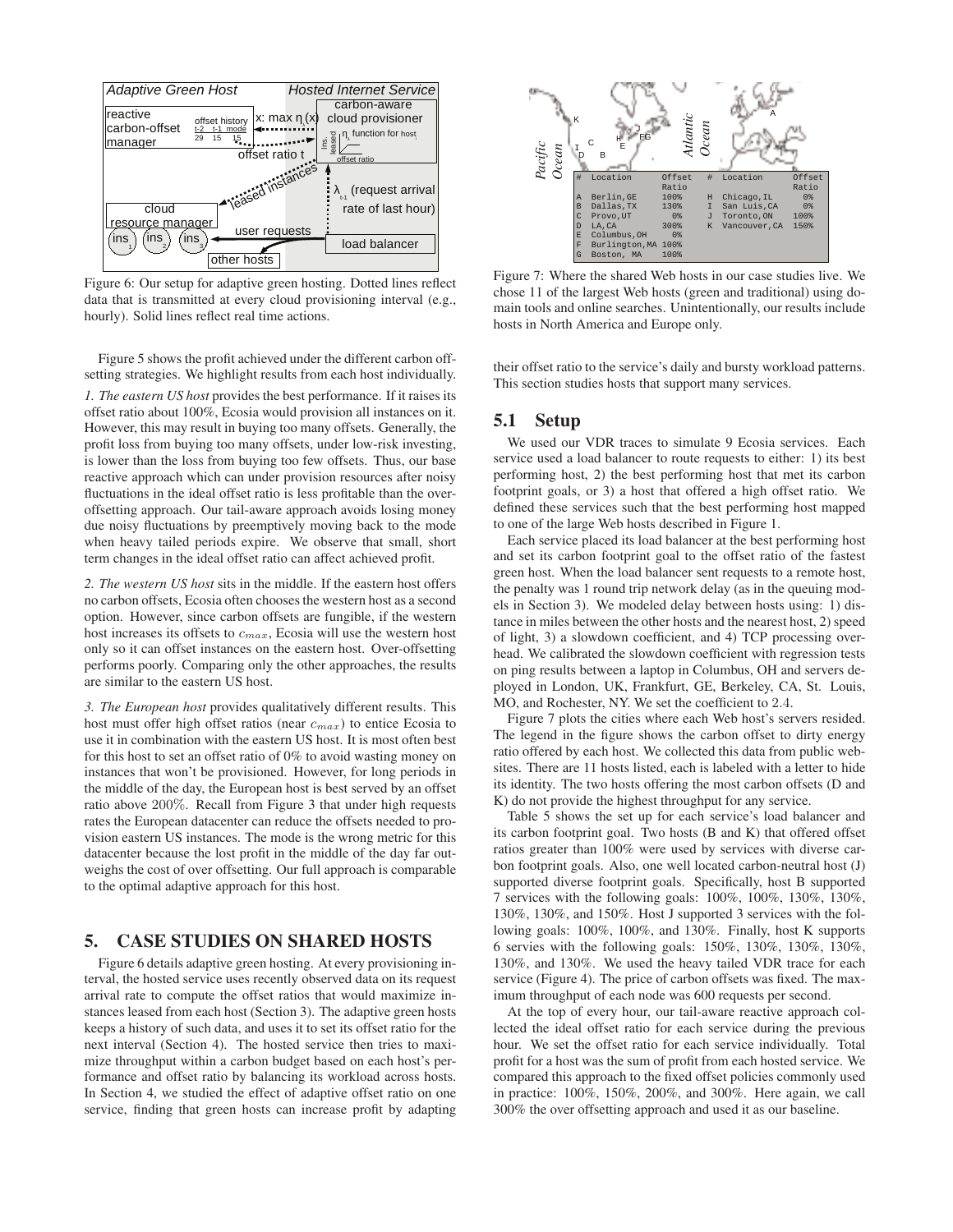Figure 6: Our setup for adaptive green hosting. Dotted lines reflect data that is transmitted at every cloud provisioning interval (e.g., hourly). Solid lines reflect real time actions.

Figure 5 shows the profit achieved under the different carbon offsetting strategies. We highlight results from each host individually.

*1. The eastern US host* provides the best performance. If it raises its offset ratio about 100%, Ecosia would provision all instances on it. However, this may result in buying too many offsets. Generally, the profit loss from buying too many offsets, under low-risk investing, is lower than the loss from buying too few offsets. Thus, our base reactive approach which can under provision resources after noisy fluctuations in the ideal offset ratio is less profitable than the over-offsetting approach. Our tail-aware approach avoids losing money due noisy fluctuations by preemptively moving back to the mode when heavy tailed periods expire. We observe that small, short term changes in the ideal offset ratio can affect achieved profit.

*2. The western US host* sits in the middle. If the eastern host offers no carbon offsets, Ecosia often chooses the western host as a second option. However, since carbon offsets are fungible, if the western host increases its offsets to $c_{max}$, Ecosia will use the western host only so it can offset instances on the eastern host. Over-offsetting performs poorly. Comparing only the other approaches, the results are similar to the eastern US host.

*3. The European host* provides qualitatively different results. This host must offer high offset ratios (near $c_{max}$) to entice Ecosia to use it in combination with the eastern US host. It is most often best for this host to set an offset ratio of 0% to avoid wasting money on instances that won't be provisioned. However, for long periods in the middle of the day, the European host is best served by an offset ratio above 200%. Recall from Figure 3 that under high requests rates the European datacenter can reduce the offsets needed to provision eastern US instances. The mode is the wrong metric for this datacenter because the lost profit in the middle of the day far outweighs the cost of over offsetting. Our full approach is comparable to the optimal adaptive approach for this host.

## 5. CASE STUDIES ON SHARED HOSTS

Figure 6 details adaptive green hosting. At every provisioning interval, the hosted service uses recently observed data on its request arrival rate to compute the offset ratios that would maximize instances leased from each host (Section 3). The adaptive green hosts keeps a history of such data, and uses it to set its offset ratio for the next interval (Section 4). The hosted service then tries to maximize throughput within a carbon budget based on each host's performance and offset ratio by balancing its workload across hosts. In Section 4, we studied the effect of adaptive offset ratio on one service, finding that green hosts can increase profit by adapting their offset ratio to the service's daily and bursty workload patterns. This section studies hosts that support many services.

| # | Location | Offset Ratio | # | Location | Offset Ratio |
|---|---|---|---|---|---|
| A | Berlin,GE | 100% | H | Chicago,IL | 0% |
| B | Dallas,TX | 130% | I | San Luis,CA | 0% |
| C | Provo,UT | 0% | J | Toronto,ON | 100% |
| D | LA,CA | 300% | K | Vancouver,CA | 150% |
| E | Columbus,OH | 0% | | | |
| F | Burlington,MA | 100% | | | |
| G | Boston, MA | 100% | | | |

Figure 7: Where the shared Web hosts in our case studies live. We chose 11 of the largest Web hosts (green and traditional) using domain tools and online searches. Unintentionally, our results include hosts in North America and Europe only.

### 5.1 Setup

We used our VDR traces to simulate 9 Ecosia services. Each service used a load balancer to route requests to either: 1) its best performing host, 2) the best performing host that met its carbon footprint goals, or 3) a host that offered a high offset ratio. We defined these services such that the best performing host mapped to one of the large Web hosts described in Figure 1.

Each service placed its load balancer at the best performing host and set its carbon footprint goal to the offset ratio of the fastest green host. When the load balancer sent requests to a remote host, the penalty was 1 round trip network delay (as in the queuing models in Section 3). We modeled delay between hosts using: 1) distance in miles between the other hosts and the nearest host, 2) speed of light, 3) a slowdown coefficient, and 4) TCP processing overhead. We calibrated the slowdown coefficient with regression tests on ping results between a laptop in Columbus, OH and servers deployed in London, UK, Frankfurt, GE, Berkeley, CA, St. Louis, MO, and Rochester, NY. We set the coefficient to 2.4.

Figure 7 plots the cities where each Web host's servers resided. The legend in the figure shows the carbon offset to dirty energy ratio offered by each host. We collected this data from public websites. There are 11 hosts listed, each is labeled with a letter to hide its identity. The two hosts offering the most carbon offsets (D and K) do not provide the highest throughput for any service.

Table 5 shows the set up for each service's load balancer and its carbon footprint goal. Two hosts (B and K) that offered offset ratios greater than 100% were used by services with diverse carbon footprint goals. Also, one well located carbon-neutral host (J) supported diverse footprint goals. Specifically, host B supported 7 services with the following goals: 100%, 100%, 130%, 130%, 130%, 130%, and 150%. Host J supported 3 services with the following goals: 100%, 100%, and 130%. Finally, host K supports 6 services with the following goals: 150%, 130%, 130%, 130%, 130%, and 130%. We used the heavy tailed VDR trace for each service (Figure 4). The price of carbon offsets was fixed. The maximum throughput of each node was 600 requests per second.

At the top of every hour, our tail-aware reactive approach collected the ideal offset ratio for each service during the previous hour. We set the offset ratio for each service individually. Total profit for a host was the sum of profit from each hosted service. We compared this approach to the fixed offset policies commonly used in practice: 100%, 150%, 200%, and 300%. Here again, we call 300% the over offsetting approach and used it as our baseline.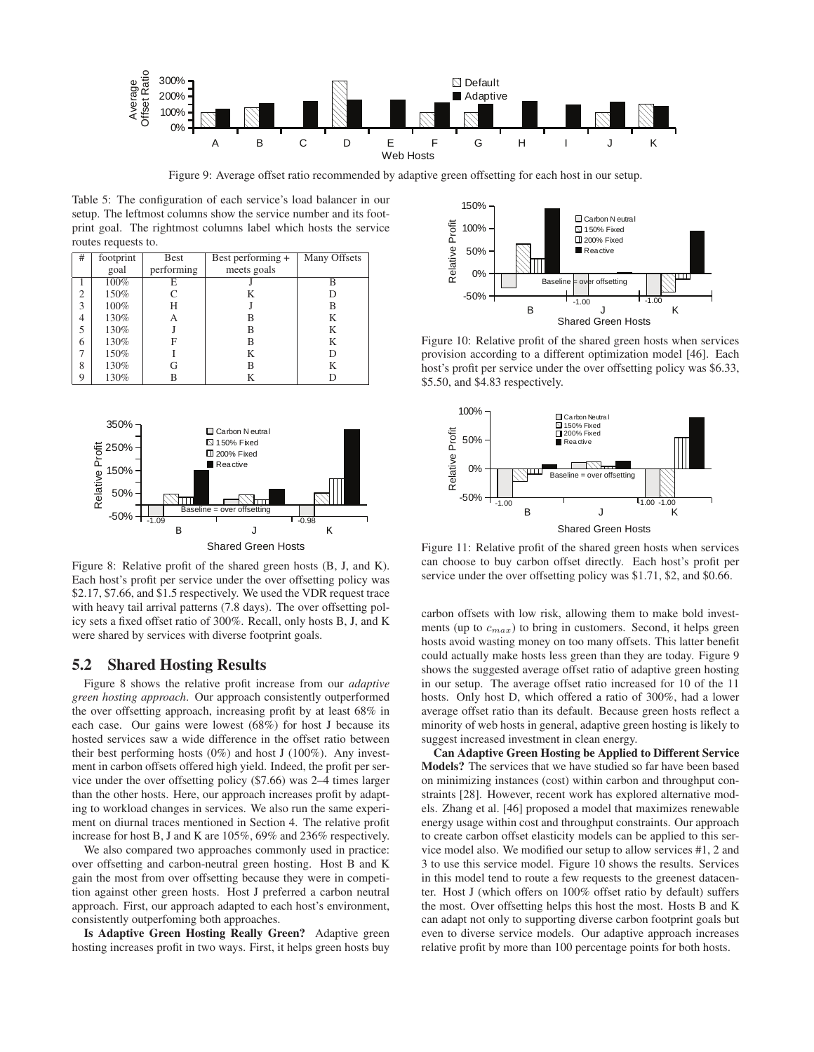Figure 9: Average offset ratio recommended by adaptive green offsetting for each host in our setup.

Table 5: The configuration of each service's load balancer in our setup. The leftmost columns show the service number and its footprint goal. The rightmost columns label which hosts the service routes requests to.

| # | footprint goal | Best performing | Best performing + meets goals | Many Offsets |
|---|---|---|---|---|
| 1 | 100% | E | J | B |
| 2 | 150% | C | K | D |
| 3 | 100% | H | J | B |
| 4 | 130% | A | B | K |
| 5 | 130% | J | B | K |
| 6 | 130% | F | B | K |
| 7 | 150% | I | K | D |
| 8 | 130% | G | B | K |
| 9 | 130% | B | K | D |

Figure 8: Relative profit of the shared green hosts (B, J, and K). Each host's profit per service under the over offsetting policy was \$2.17, \$7.66, and \$1.5 respectively. We used the VDR request trace with heavy tail arrival patterns (7.8 days). The over offsetting policy sets a fixed offset ratio of 300%. Recall, only hosts B, J, and K were shared by services with diverse footprint goals.

## 5.2 Shared Hosting Results

Figure 8 shows the relative profit increase from our *adaptive green hosting approach*. Our approach consistently outperformed the over offsetting approach, increasing profit by at least 68% in each case. Our gains were lowest (68%) for host J because its hosted services saw a wide difference in the offset ratio between their best performing hosts (0%) and host J (100%). Any investment in carbon offsets offered high yield. Indeed, the profit per service under the over offsetting policy (\$7.66) was 2–4 times larger than the other hosts. Here, our approach increases profit by adapting to workload changes in services. We also run the same experiment on diurnal traces mentioned in Section 4. The relative profit increase for host B, J and K are 105%, 69% and 236% respectively.

We also compared two approaches commonly used in practice: over offsetting and carbon-neutral green hosting. Host B and K gain the most from over offsetting because they were in competition against other green hosts. Host J preferred a carbon neutral approach. First, our approach adapted to each host's environment, consistently outperfoming both approaches.

**Is Adaptive Green Hosting Really Green?** Adaptive green hosting increases profit in two ways. First, it helps green hosts buy carbon offsets with low risk, allowing them to make bold investments (up to $c_{max}$) to bring in customers. Second, it helps green hosts avoid wasting money on too many offsets. This latter benefit could actually make hosts less green than they are today. Figure 9 shows the suggested average offset ratio of adaptive green hosting in our setup. The average offset ratio increased for 10 of the 11 hosts. Only host D, which offered a ratio of 300%, had a lower average offset ratio than its default. Because green hosts reflect a minority of web hosts in general, adaptive green hosting is likely to suggest increased investment in clean energy.

**Can Adaptive Green Hosting be Applied to Different Service Models?** The services that we have studied so far have been based on minimizing instances (cost) within carbon and throughput constraints [28]. However, recent work has explored alternative models. Zhang et al. [46] proposed a model that maximizes renewable energy usage within cost and throughput constraints. Our approach to create carbon offset elasticity models can be applied to this service model also. We modified our setup to allow services #1, 2 and 3 to use this service model. Figure 10 shows the results. Services in this model tend to route a few requests to the greenest datacenter. Host J (which offers on 100% offset ratio by default) suffers the most. Over offsetting helps this host the most. Hosts B and K can adapt not only to supporting diverse carbon footprint goals but even to diverse service models. Our adaptive approach increases relative profit by more than 100 percentage points for both hosts.

Figure 10: Relative profit of the shared green hosts when services provision according to a different optimization model [46]. Each host's profit per service under the over offsetting policy was \$6.33, \$5.50, and \$4.83 respectively.

Figure 11: Relative profit of the shared green hosts when services can choose to buy carbon offset directly. Each host's profit per service under the over offsetting policy was \$1.71, \$2, and \$0.66.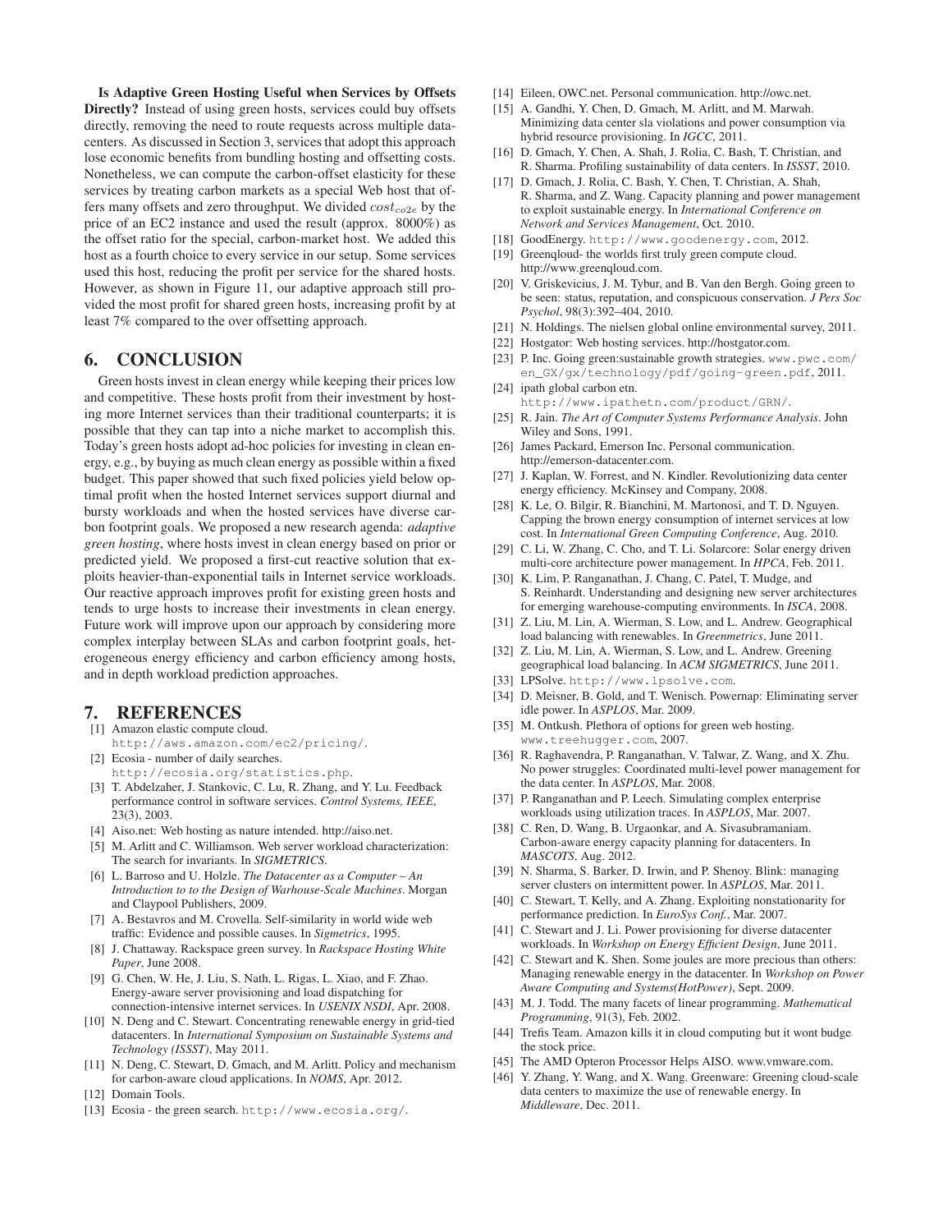**Is Adaptive Green Hosting Useful when Services by Offsets Directly?** Instead of using green hosts, services could buy offsets directly, removing the need to route requests across multiple datacenters. As discussed in Section 3, services that adopt this approach lose economic benefits from bundling hosting and offsetting costs. Nonetheless, we can compute the carbon-offset elasticity for these services by treating carbon markets as a special Web host that offers many offsets and zero throughput. We divided $cost_{co2e}$ by the price of an EC2 instance and used the result (approx. 8000%) as the offset ratio for the special, carbon-market host. We added this host as a fourth choice to every service in our setup. Some services used this host, reducing the profit per service for the shared hosts. However, as shown in Figure 11, our adaptive approach still provided the most profit for shared green hosts, increasing profit by at least 7% compared to the over offsetting approach.

## 6. CONCLUSION

Green hosts invest in clean energy while keeping their prices low and competitive. These hosts profit from their investment by hosting more Internet services than their traditional counterparts; it is possible that they can tap into a niche market to accomplish this. Today's green hosts adopt ad-hoc policies for investing in clean energy, e.g., by buying as much clean energy as possible within a fixed budget. This paper showed that such fixed policies yield below optimal profit when the hosted Internet services support diurnal and bursty workloads and when the hosted services have diverse carbon footprint goals. We proposed a new research agenda: *adaptive green hosting*, where hosts invest in clean energy based on prior or predicted yield. We proposed a first-cut reactive solution that exploits heavier-than-exponential tails in Internet service workloads. Our reactive approach improves profit for existing green hosts and tends to urge hosts to increase their investments in clean energy. Future work will improve upon our approach by considering more complex interplay between SLAs and carbon footprint goals, heterogeneous energy efficiency and carbon efficiency among hosts, and in depth workload prediction approaches.

## 7. REFERENCES

[1] Amazon elastic compute cloud. http://aws.amazon.com/ec2/pricing/.

[2] Ecosia - number of daily searches. http://ecosia.org/statistics.php.

[3] T. Abdelzaher, J. Stankovic, C. Lu, R. Zhang, and Y. Lu. Feedback performance control in software services. *Control Systems, IEEE*, 23(3), 2003.

[4] Aiso.net: Web hosting as nature intended. http://aiso.net.

[5] M. Arlitt and C. Williamson. Web server workload characterization: The search for invariants. In *SIGMETRICS*.

[6] L. Barroso and U. Holzle. *The Datacenter as a Computer – An Introduction to to the Design of Warhouse-Scale Machines*. Morgan and Claypool Publishers, 2009.

[7] A. Bestavros and M. Crovella. Self-similarity in world wide web traffic: Evidence and possible causes. In *Sigmetrics*, 1995.

[8] J. Chattaway. Rackspace green survey. In *Rackspace Hosting White Paper*, June 2008.

[9] G. Chen, W. He, J. Liu, S. Nath, L. Rigas, L. Xiao, and F. Zhao. Energy-aware server provisioning and load dispatching for connection-intensive internet services. In *USENIX NSDI*, Apr. 2008.

[10] N. Deng and C. Stewart. Concentrating renewable energy in grid-tied datacenters. In *International Symposium on Sustainable Systems and Technology (ISSST)*, May 2011.

[11] N. Deng, C. Stewart, D. Gmach, and M. Arlitt. Policy and mechanism for carbon-aware cloud applications. In *NOMS*, Apr. 2012.

[12] Domain Tools.

[13] Ecosia - the green search. http://www.ecosia.org/.

[14] Eileen, OWC.net. Personal communication. http://owc.net.

[15] A. Gandhi, Y. Chen, D. Gmach, M. Arlitt, and M. Marwah. Minimizing data center sla violations and power consumption via hybrid resource provisioning. In *IGCC*, 2011.

[16] D. Gmach, Y. Chen, A. Shah, J. Rolia, C. Bash, T. Christian, and R. Sharma. Profiling sustainability of data centers. In *ISSST*, 2010.

[17] D. Gmach, J. Rolia, C. Bash, Y. Chen, T. Christian, A. Shah, R. Sharma, and Z. Wang. Capacity planning and power management to exploit sustainable energy. In *International Conference on Network and Services Management*, Oct. 2010.

[18] GoodEnergy. http://www.goodenergy.com, 2012.

[19] Greenqloud- the worlds first truly green compute cloud. http://www.greenqloud.com.

[20] V. Griskevicius, J. M. Tybur, and B. Van den Bergh. Going green to be seen: status, reputation, and conspicuous conservation. *J Pers Soc Psychol*, 98(3):392–404, 2010.

[21] N. Holdings. The nielsen global online environmental survey, 2011.

[22] Hostgator: Web hosting services. http://hostgator.com.

[23] P. Inc. Going green:sustainable growth strategies. www.pwc.com/en_GX/gx/technology/pdf/going-green.pdf, 2011.

[24] ipath global carbon etn. http://www.ipathetn.com/product/GRN/.

[25] R. Jain. *The Art of Computer Systems Performance Analysis*. John Wiley and Sons, 1991.

[26] James Packard, Emerson Inc. Personal communication. http://emerson-datacenter.com.

[27] J. Kaplan, W. Forrest, and N. Kindler. Revolutionizing data center energy efficiency. McKinsey and Company, 2008.

[28] K. Le, O. Bilgir, R. Bianchini, M. Martonosi, and T. D. Nguyen. Capping the brown energy consumption of internet services at low cost. In *International Green Computing Conference*, Aug. 2010.

[29] C. Li, W. Zhang, C. Cho, and T. Li. Solarcore: Solar energy driven multi-core architecture power management. In *HPCA*, Feb. 2011.

[30] K. Lim, P. Ranganathan, J. Chang, C. Patel, T. Mudge, and S. Reinhardt. Understanding and designing new server architectures for emerging warehouse-computing environments. In *ISCA*, 2008.

[31] Z. Liu, M. Lin, A. Wierman, S. Low, and L. Andrew. Geographical load balancing with renewables. In *Greenmetrics*, June 2011.

[32] Z. Liu, M. Lin, A. Wierman, S. Low, and L. Andrew. Greening geographical load balancing. In *ACM SIGMETRICS*, June 2011.

[33] LPSolve. http://www.lpsolve.com.

[34] D. Meisner, B. Gold, and T. Wenisch. Powernap: Eliminating server idle power. In *ASPLOS*, Mar. 2009.

[35] M. Ontkush. Plethora of options for green web hosting. www.treehugger.com, 2007.

[36] R. Raghavendra, P. Ranganathan, V. Talwar, Z. Wang, and X. Zhu. No power struggles: Coordinated multi-level power management for the data center. In *ASPLOS*, Mar. 2008.

[37] P. Ranganathan and P. Leech. Simulating complex enterprise workloads using utilization traces. In *ASPLOS*, Mar. 2007.

[38] C. Ren, D. Wang, B. Urgaonkar, and A. Sivasubramaniam. Carbon-aware energy capacity planning for datacenters. In *MASCOTS*, Aug. 2012.

[39] N. Sharma, S. Barker, D. Irwin, and P. Shenoy. Blink: managing server clusters on intermittent power. In *ASPLOS*, Mar. 2011.

[40] C. Stewart, T. Kelly, and A. Zhang. Exploiting nonstationarity for performance prediction. In *EuroSys Conf.*, Mar. 2007.

[41] C. Stewart and J. Li. Power provisioning for diverse datacenter workloads. In *Workshop on Energy Efficient Design*, June 2011.

[42] C. Stewart and K. Shen. Some joules are more precious than others: Managing renewable energy in the datacenter. In *Workshop on Power Aware Computing and Systems(HotPower)*, Sept. 2009.

[43] M. J. Todd. The many facets of linear programming. *Mathematical Programming*, 91(3), Feb. 2002.

[44] Trefis Team. Amazon kills it in cloud computing but it wont budge the stock price.

[45] The AMD Opteron Processor Helps AISO. www.vmware.com.

[46] Y. Zhang, Y. Wang, and X. Wang. Greenware: Greening cloud-scale data centers to maximize the use of renewable energy. In *Middleware*, Dec. 2011.